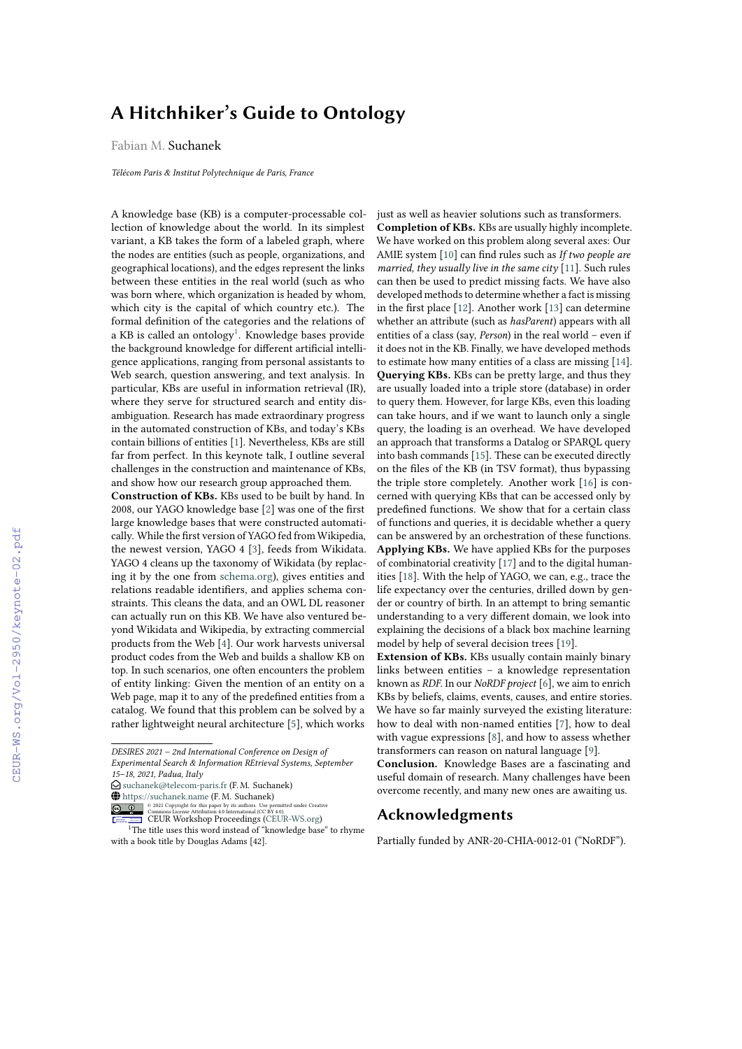# A Hitchhiker's Guide to Ontology

Fabian M. Suchanek

*Télécom Paris & Institut Polytechnique de Paris, France*

A knowledge base (KB) is a computer-processable collection of knowledge about the world. In its simplest variant, a KB takes the form of a labeled graph, where the nodes are entities (such as people, organizations, and geographical locations), and the edges represent the links between these entities in the real world (such as who was born where, which organization is headed by whom, which city is the capital of which country etc.). The formal definition of the categories and the relations of a KB is called an ontology[1]. Knowledge bases provide the background knowledge for different artificial intelligence applications, ranging from personal assistants to Web search, question answering, and text analysis. In particular, KBs are useful in information retrieval (IR), where they serve for structured search and entity disambiguation. Research has made extraordinary progress in the automated construction of KBs, and today's KBs contain billions of entities [1]. Nevertheless, KBs are still far from perfect. In this keynote talk, I outline several challenges in the construction and maintenance of KBs, and show how our research group approached them.

**Construction of KBs.** KBs used to be built by hand. In 2008, our YAGO knowledge base [2] was one of the first large knowledge bases that were constructed automatically. While the first version of YAGO fed from Wikipedia, the newest version, YAGO 4 [3], feeds from Wikidata. YAGO 4 cleans up the taxonomy of Wikidata (by replacing it by the one from schema.org), gives entities and relations readable identifiers, and applies schema constraints. This cleans the data, and an OWL DL reasoner can actually run on this KB. We have also ventured beyond Wikidata and Wikipedia, by extracting commercial products from the Web [4]. Our work harvests universal product codes from the Web and builds a shallow KB on top. In such scenarios, one often encounters the problem of entity linking: Given the mention of an entity on a Web page, map it to any of the predefined entities from a catalog. We found that this problem can be solved by a rather lightweight neural architecture [5], which works just as well as heavier solutions such as transformers.

**Completion of KBs.** KBs are usually highly incomplete. We have worked on this problem along several axes: Our AMIE system [10] can find rules such as *If two people are married, they usually live in the same city* [11]. Such rules can then be used to predict missing facts. We have also developed methods to determine whether a fact is missing in the first place [12]. Another work [13] can determine whether an attribute (such as *hasParent*) appears with all entities of a class (say, *Person*) in the real world – even if it does not in the KB. Finally, we have developed methods to estimate how many entities of a class are missing [14].

**Querying KBs.** KBs can be pretty large, and thus they are usually loaded into a triple store (database) in order to query them. However, for large KBs, even this loading can take hours, and if we want to launch only a single query, the loading is an overhead. We have developed an approach that transforms a Datalog or SPARQL query into bash commands [15]. These can be executed directly on the files of the KB (in TSV format), thus bypassing the triple store completely. Another work [16] is concerned with querying KBs that can be accessed only by predefined functions. We show that for a certain class of functions and queries, it is decidable whether a query can be answered by an orchestration of these functions.

**Applying KBs.** We have applied KBs for the purposes of combinatorial creativity [17] and to the digital humanities [18]. With the help of YAGO, we can, e.g., trace the life expectancy over the centuries, drilled down by gender or country of birth. In an attempt to bring semantic understanding to a very different domain, we look into explaining the decisions of a black box machine learning model by help of several decision trees [19].

**Extension of KBs.** KBs usually contain mainly binary links between entities – a knowledge representation known as *RDF*. In our *NoRDF project* [6], we aim to enrich KBs by beliefs, claims, events, causes, and entire stories. We have so far mainly surveyed the existing literature: how to deal with non-named entities [7], how to deal with vague expressions [8], and how to assess whether transformers can reason on natural language [9].

**Conclusion.** Knowledge Bases are a fascinating and useful domain of research. Many challenges have been overcome recently, and many new ones are awaiting us.

## Acknowledgments

Partially funded by ANR-20-CHIA-0012-01 ("NoRDF").

---

*DESIRES 2021 – 2nd International Conference on Design of Experimental Search & Information REtrieval Systems, September 15–18, 2021, Padua, Italy*

suchanek@telecom-paris.fr (F. M. Suchanek)

https://suchanek.name (F. M. Suchanek)

© 2021 Copyright for this paper by its authors. Use permitted under Creative Commons License Attribution 4.0 International (CC BY 4.0).

CEUR Workshop Proceedings (CEUR-WS.org)

[1] The title uses this word instead of "knowledge base" to rhyme with a book title by Douglas Adams [42].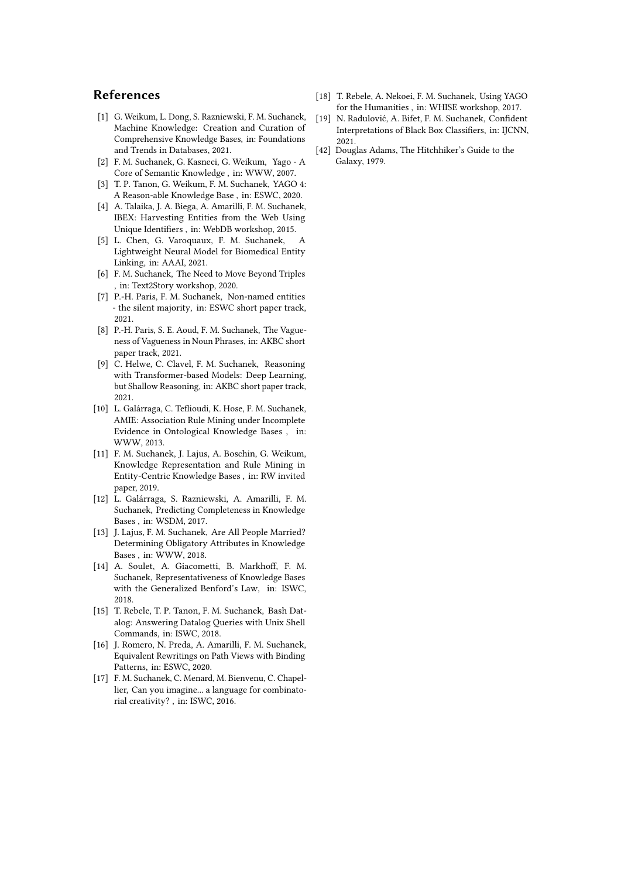## References

[1] G. Weikum, L. Dong, S. Razniewski, F. M. Suchanek, Machine Knowledge: Creation and Curation of Comprehensive Knowledge Bases, in: Foundations and Trends in Databases, 2021.

[2] F. M. Suchanek, G. Kasneci, G. Weikum, Yago - A Core of Semantic Knowledge , in: WWW, 2007.

[3] T. P. Tanon, G. Weikum, F. M. Suchanek, YAGO 4: A Reason-able Knowledge Base , in: ESWC, 2020.

[4] A. Talaika, J. A. Biega, A. Amarilli, F. M. Suchanek, IBEX: Harvesting Entities from the Web Using Unique Identifiers , in: WebDB workshop, 2015.

[5] L. Chen, G. Varoquaux, F. M. Suchanek, A Lightweight Neural Model for Biomedical Entity Linking, in: AAAI, 2021.

[6] F. M. Suchanek, The Need to Move Beyond Triples , in: Text2Story workshop, 2020.

[7] P.-H. Paris, F. M. Suchanek, Non-named entities - the silent majority, in: ESWC short paper track, 2021.

[8] P.-H. Paris, S. E. Aoud, F. M. Suchanek, The Vagueness of Vagueness in Noun Phrases, in: AKBC short paper track, 2021.

[9] C. Helwe, C. Clavel, F. M. Suchanek, Reasoning with Transformer-based Models: Deep Learning, but Shallow Reasoning, in: AKBC short paper track, 2021.

[10] L. Galárraga, C. Teflioudi, K. Hose, F. M. Suchanek, AMIE: Association Rule Mining under Incomplete Evidence in Ontological Knowledge Bases , in: WWW, 2013.

[11] F. M. Suchanek, J. Lajus, A. Boschin, G. Weikum, Knowledge Representation and Rule Mining in Entity-Centric Knowledge Bases , in: RW invited paper, 2019.

[12] L. Galárraga, S. Razniewski, A. Amarilli, F. M. Suchanek, Predicting Completeness in Knowledge Bases , in: WSDM, 2017.

[13] J. Lajus, F. M. Suchanek, Are All People Married? Determining Obligatory Attributes in Knowledge Bases , in: WWW, 2018.

[14] A. Soulet, A. Giacometti, B. Markhoff, F. M. Suchanek, Representativeness of Knowledge Bases with the Generalized Benford's Law, in: ISWC, 2018.

[15] T. Rebele, T. P. Tanon, F. M. Suchanek, Bash Datalog: Answering Datalog Queries with Unix Shell Commands, in: ISWC, 2018.

[16] J. Romero, N. Preda, A. Amarilli, F. M. Suchanek, Equivalent Rewritings on Path Views with Binding Patterns, in: ESWC, 2020.

[17] F. M. Suchanek, C. Menard, M. Bienvenu, C. Chapellier, Can you imagine... a language for combinatorial creativity? , in: ISWC, 2016.

[18] T. Rebele, A. Nekoei, F. M. Suchanek, Using YAGO for the Humanities , in: WHISE workshop, 2017.

[19] N. Radulović, A. Bifet, F. M. Suchanek, Confident Interpretations of Black Box Classifiers, in: IJCNN, 2021.

[42] Douglas Adams, The Hitchhiker's Guide to the Galaxy, 1979.